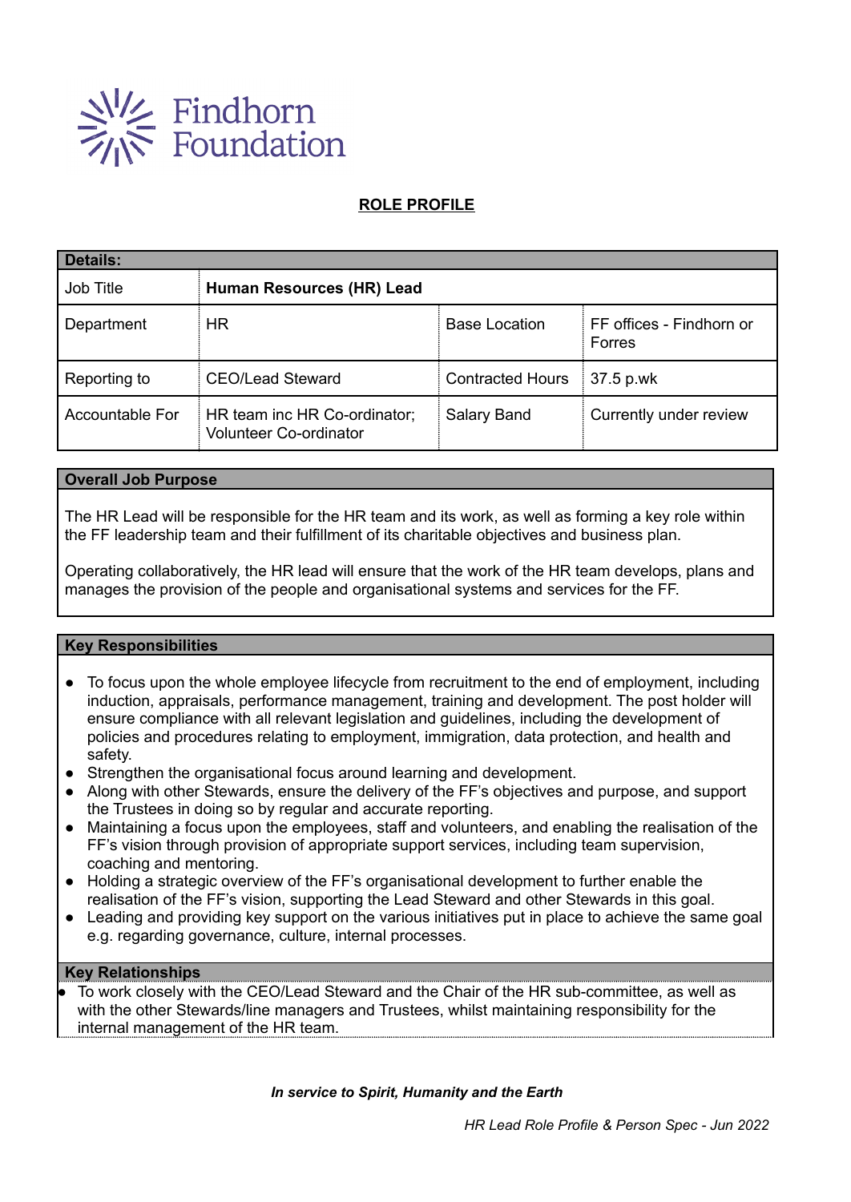Findhorn Foundation

# ROLE PROFILE

| Details: | | | |
|---|---|---|---|
| Job Title | **Human Resources (HR) Lead** | | |
| Department | HR | Base Location | FF offices - Findhorn or Forres |
| Reporting to | CEO/Lead Steward | Contracted Hours | 37.5 p.wk |
| Accountable For | HR team inc HR Co-ordinator; Volunteer Co-ordinator | Salary Band | Currently under review |

## Overall Job Purpose

The HR Lead will be responsible for the HR team and its work, as well as forming a key role within the FF leadership team and their fulfillment of its charitable objectives and business plan.

Operating collaboratively, the HR lead will ensure that the work of the HR team develops, plans and manages the provision of the people and organisational systems and services for the FF.

## Key Responsibilities

- To focus upon the whole employee lifecycle from recruitment to the end of employment, including induction, appraisals, performance management, training and development. The post holder will ensure compliance with all relevant legislation and guidelines, including the development of policies and procedures relating to employment, immigration, data protection, and health and safety.
- Strengthen the organisational focus around learning and development.
- Along with other Stewards, ensure the delivery of the FF's objectives and purpose, and support the Trustees in doing so by regular and accurate reporting.
- Maintaining a focus upon the employees, staff and volunteers, and enabling the realisation of the FF's vision through provision of appropriate support services, including team supervision, coaching and mentoring.
- Holding a strategic overview of the FF's organisational development to further enable the realisation of the FF's vision, supporting the Lead Steward and other Stewards in this goal.
- Leading and providing key support on the various initiatives put in place to achieve the same goal e.g. regarding governance, culture, internal processes.

## Key Relationships

- To work closely with the CEO/Lead Steward and the Chair of the HR sub-committee, as well as with the other Stewards/line managers and Trustees, whilst maintaining responsibility for the internal management of the HR team.

***In service to Spirit, Humanity and the Earth***

*HR Lead Role Profile & Person Spec - Jun 2022*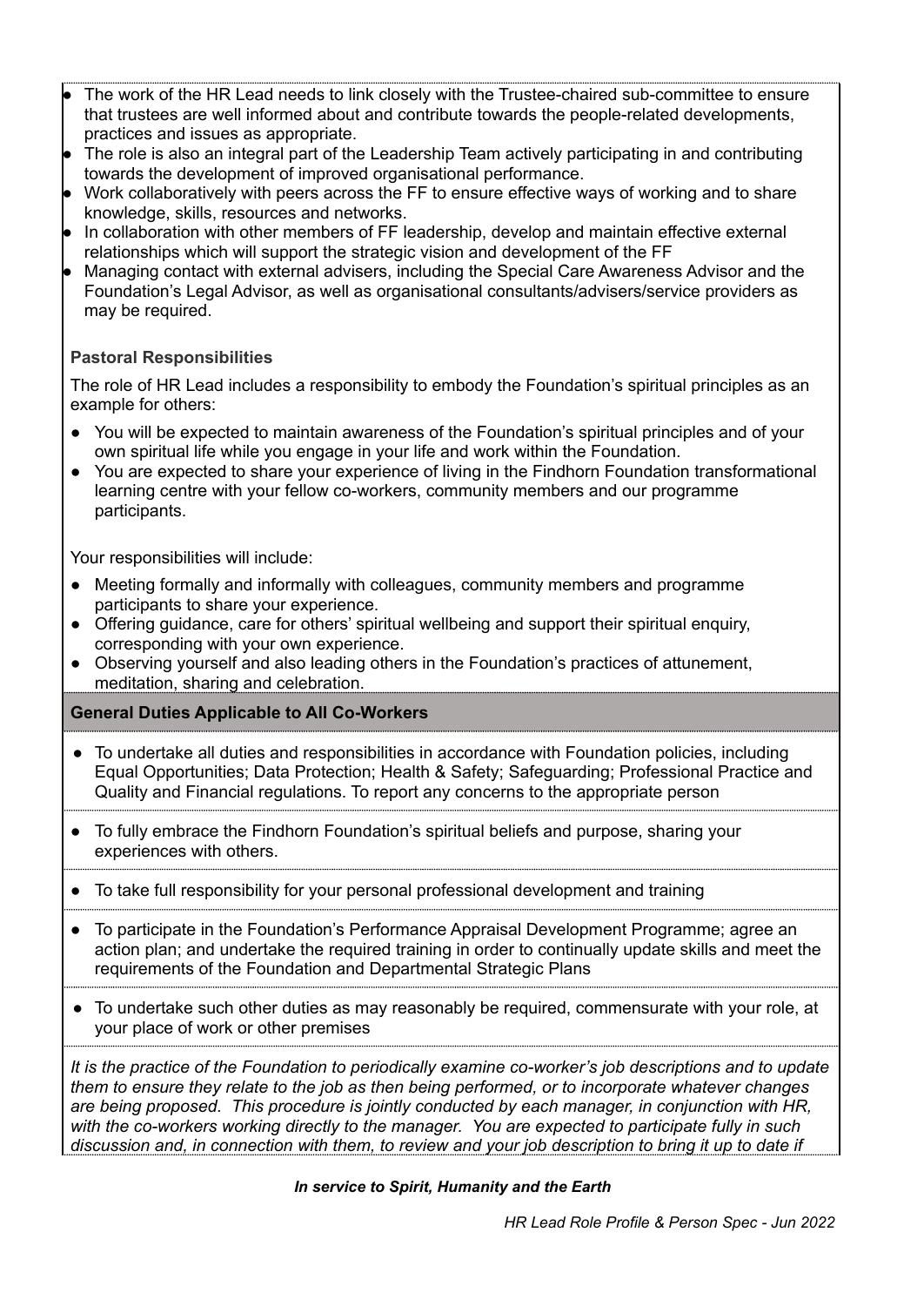- The work of the HR Lead needs to link closely with the Trustee-chaired sub-committee to ensure that trustees are well informed about and contribute towards the people-related developments, practices and issues as appropriate.
- The role is also an integral part of the Leadership Team actively participating in and contributing towards the development of improved organisational performance.
- Work collaboratively with peers across the FF to ensure effective ways of working and to share knowledge, skills, resources and networks.
- In collaboration with other members of FF leadership, develop and maintain effective external relationships which will support the strategic vision and development of the FF
- Managing contact with external advisers, including the Special Care Awareness Advisor and the Foundation's Legal Advisor, as well as organisational consultants/advisers/service providers as may be required.

**Pastoral Responsibilities**

The role of HR Lead includes a responsibility to embody the Foundation's spiritual principles as an example for others:

- You will be expected to maintain awareness of the Foundation's spiritual principles and of your own spiritual life while you engage in your life and work within the Foundation.
- You are expected to share your experience of living in the Findhorn Foundation transformational learning centre with your fellow co-workers, community members and our programme participants.

Your responsibilities will include:

- Meeting formally and informally with colleagues, community members and programme participants to share your experience.
- Offering guidance, care for others' spiritual wellbeing and support their spiritual enquiry, corresponding with your own experience.
- Observing yourself and also leading others in the Foundation's practices of attunement, meditation, sharing and celebration.

**General Duties Applicable to All Co-Workers**

- To undertake all duties and responsibilities in accordance with Foundation policies, including Equal Opportunities; Data Protection; Health & Safety; Safeguarding; Professional Practice and Quality and Financial regulations. To report any concerns to the appropriate person
- To fully embrace the Findhorn Foundation's spiritual beliefs and purpose, sharing your experiences with others.
- To take full responsibility for your personal professional development and training
- To participate in the Foundation's Performance Appraisal Development Programme; agree an action plan; and undertake the required training in order to continually update skills and meet the requirements of the Foundation and Departmental Strategic Plans
- To undertake such other duties as may reasonably be required, commensurate with your role, at your place of work or other premises

*It is the practice of the Foundation to periodically examine co-worker's job descriptions and to update them to ensure they relate to the job as then being performed, or to incorporate whatever changes are being proposed. This procedure is jointly conducted by each manager, in conjunction with HR, with the co-workers working directly to the manager. You are expected to participate fully in such discussion and, in connection with them, to review and your job description to bring it up to date if*

***In service to Spirit, Humanity and the Earth***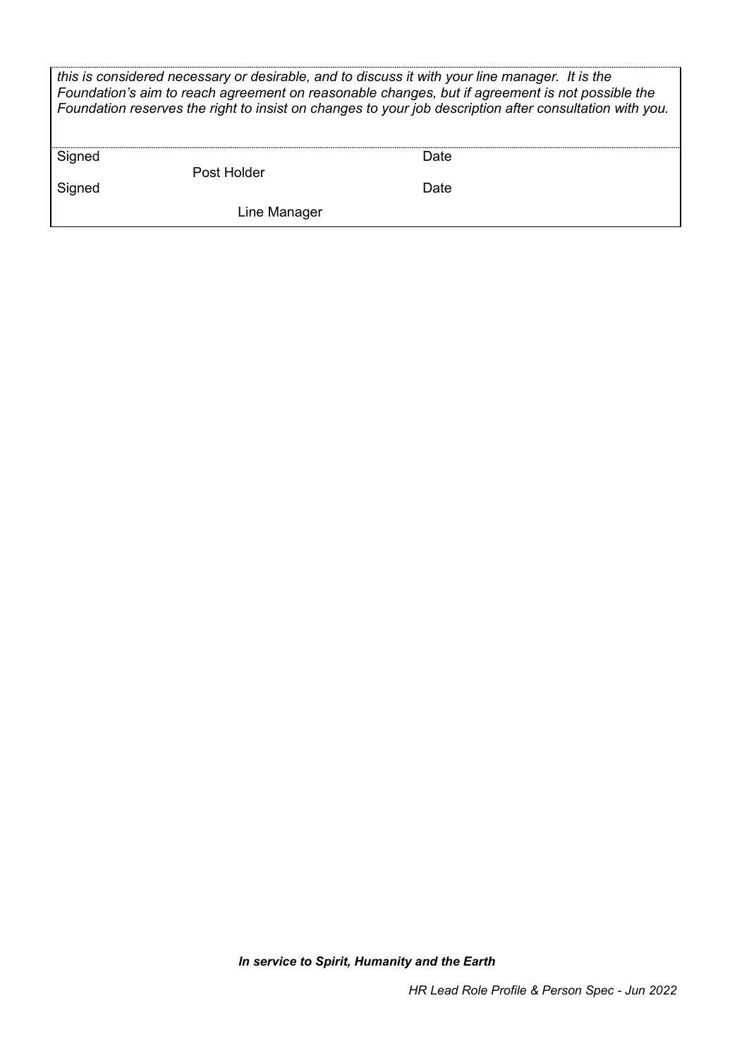*this is considered necessary or desirable, and to discuss it with your line manager. It is the Foundation's aim to reach agreement on reasonable changes, but if agreement is not possible the Foundation reserves the right to insist on changes to your job description after consultation with you.*

| Signed | | Date | |
|---|---|---|---|
| | Post Holder | | |
| Signed | | Date | |
| | Line Manager | | |

***In service to Spirit, Humanity and the Earth***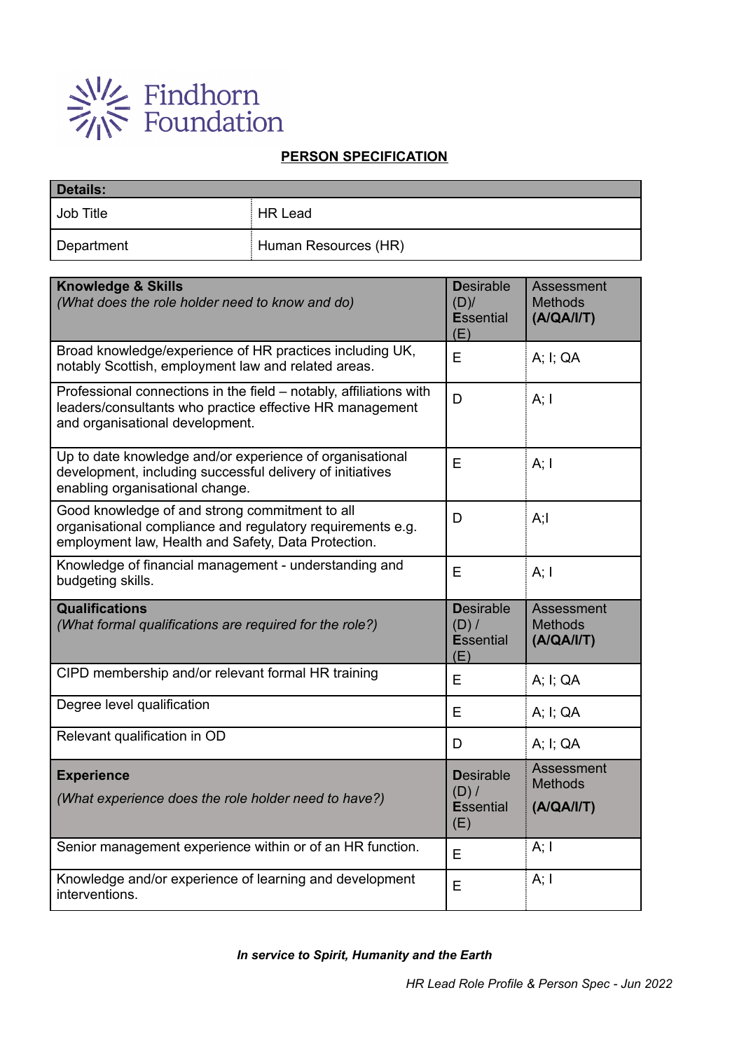Findhorn Foundation

**PERSON SPECIFICATION**

| **Details:** | |
|---|---|
| Job Title | HR Lead |
| Department | Human Resources (HR) |

| **Knowledge & Skills**<br>*(What does the role holder need to know and do)* | **D**esirable (D)/ **E**ssential (E) | Assessment Methods **(A/QA/I/T)** |
|---|---|---|
| Broad knowledge/experience of HR practices including UK, notably Scottish, employment law and related areas. | E | A; I; QA |
| Professional connections in the field – notably, affiliations with leaders/consultants who practice effective HR management and organisational development. | D | A; I |
| Up to date knowledge and/or experience of organisational development, including successful delivery of initiatives enabling organisational change. | E | A; I |
| Good knowledge of and strong commitment to all organisational compliance and regulatory requirements e.g. employment law, Health and Safety, Data Protection. | D | A;I |
| Knowledge of financial management - understanding and budgeting skills. | E | A; I |
| **Qualifications**<br>*(What formal qualifications are required for the role?)* | **D**esirable (D) / **E**ssential (E) | Assessment Methods **(A/QA/I/T)** |
| CIPD membership and/or relevant formal HR training | E | A; I; QA |
| Degree level qualification | E | A; I; QA |
| Relevant qualification in OD | D | A; I; QA |
| **Experience**<br>*(What experience does the role holder need to have?)* | **D**esirable (D) / **E**ssential (E) | Assessment Methods **(A/QA/I/T)** |
| Senior management experience within or of an HR function. | E | A; I |
| Knowledge and/or experience of learning and development interventions. | E | A; I |

***In service to Spirit, Humanity and the Earth***

*HR Lead Role Profile & Person Spec - Jun 2022*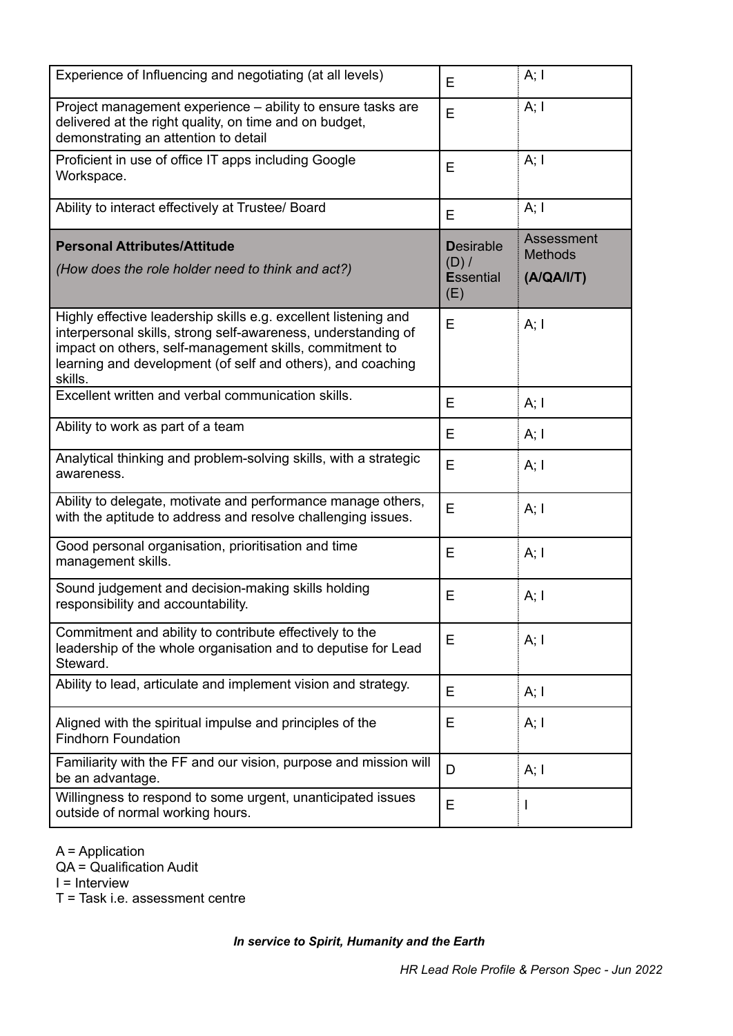| | | |
|---|---|---|
| Experience of Influencing and negotiating (at all levels) | E | A; I |
| Project management experience – ability to ensure tasks are delivered at the right quality, on time and on budget, demonstrating an attention to detail | E | A; I |
| Proficient in use of office IT apps including Google Workspace. | E | A; I |
| Ability to interact effectively at Trustee/ Board | E | A; I |
| **Personal Attributes/Attitude** *(How does the role holder need to think and act?)* | **D**esirable (D) / **E**ssential (E) | Assessment Methods **(A/QA/I/T)** |
| Highly effective leadership skills e.g. excellent listening and interpersonal skills, strong self-awareness, understanding of impact on others, self-management skills, commitment to learning and development (of self and others), and coaching skills. | E | A; I |
| Excellent written and verbal communication skills. | E | A; I |
| Ability to work as part of a team | E | A; I |
| Analytical thinking and problem-solving skills, with a strategic awareness. | E | A; I |
| Ability to delegate, motivate and performance manage others, with the aptitude to address and resolve challenging issues. | E | A; I |
| Good personal organisation, prioritisation and time management skills. | E | A; I |
| Sound judgement and decision-making skills holding responsibility and accountability. | E | A; I |
| Commitment and ability to contribute effectively to the leadership of the whole organisation and to deputise for Lead Steward. | E | A; I |
| Ability to lead, articulate and implement vision and strategy. | E | A; I |
| Aligned with the spiritual impulse and principles of the Findhorn Foundation | E | A; I |
| Familiarity with the FF and our vision, purpose and mission will be an advantage. | D | A; I |
| Willingness to respond to some urgent, unanticipated issues outside of normal working hours. | E | I |

A = Application
QA = Qualification Audit
I = Interview
T = Task i.e. assessment centre

***In service to Spirit, Humanity and the Earth***

*HR Lead Role Profile & Person Spec - Jun 2022*